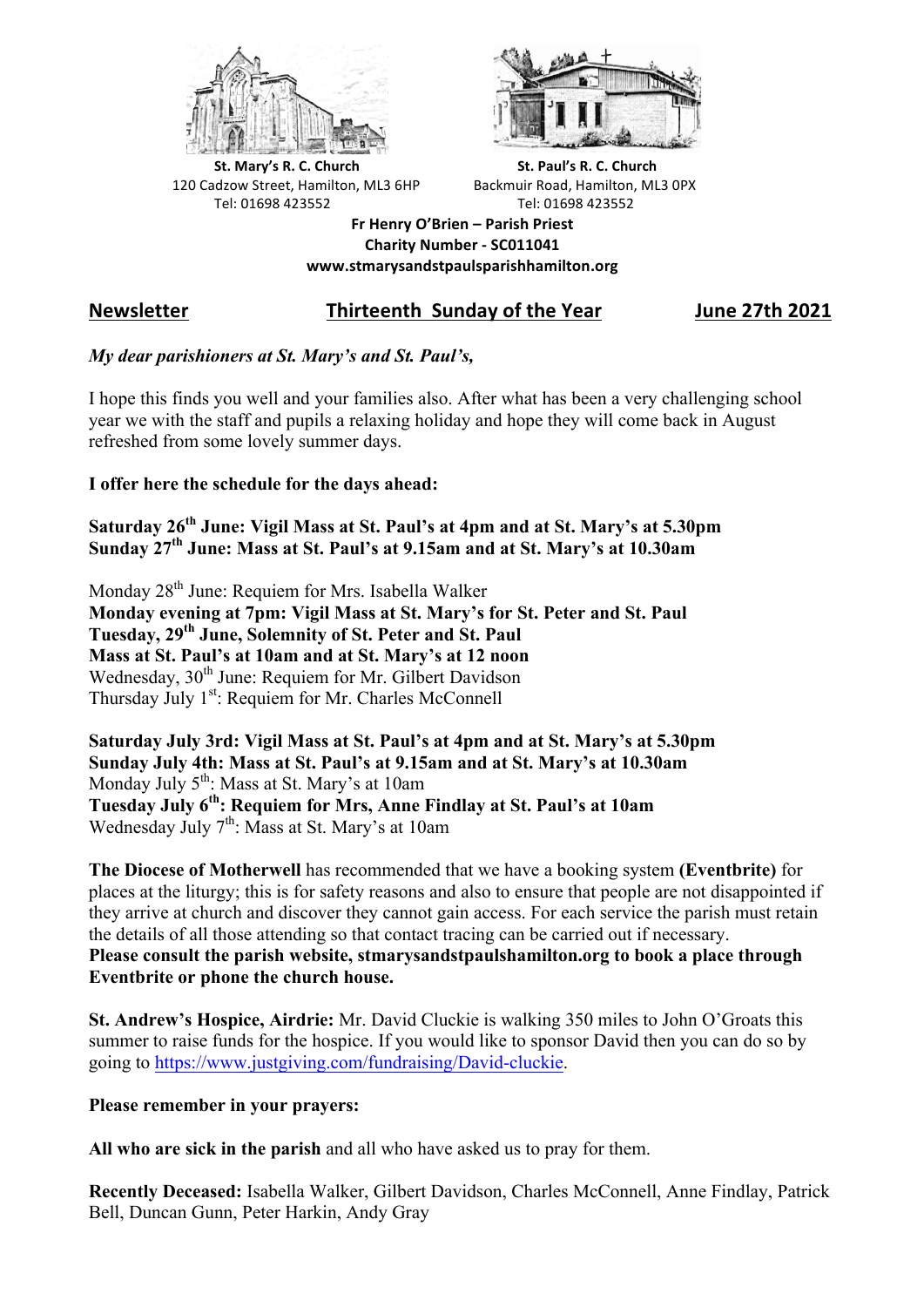**St. Mary's R. C. Church**
120 Cadzow Street, Hamilton, ML3 6HP
Tel: 01698 423552

**St. Paul's R. C. Church**
Backmuir Road, Hamilton, ML3 0PX
Tel: 01698 423552

**Fr Henry O'Brien – Parish Priest**
**Charity Number - SC011041**
**www.stmarysandstpaulsparishhamilton.org**

## Newsletter — Thirteenth Sunday of the Year — June 27th 2021

*My dear parishioners at St. Mary's and St. Paul's,*

I hope this finds you well and your families also. After what has been a very challenging school year we with the staff and pupils a relaxing holiday and hope they will come back in August refreshed from some lovely summer days.

**I offer here the schedule for the days ahead:**

**Saturday 26th June: Vigil Mass at St. Paul's at 4pm and at St. Mary's at 5.30pm**
**Sunday 27th June: Mass at St. Paul's at 9.15am and at St. Mary's at 10.30am**

Monday 28th June: Requiem for Mrs. Isabella Walker
**Monday evening at 7pm: Vigil Mass at St. Mary's for St. Peter and St. Paul**
**Tuesday, 29th June, Solemnity of St. Peter and St. Paul**
**Mass at St. Paul's at 10am and at St. Mary's at 12 noon**
Wednesday, 30th June: Requiem for Mr. Gilbert Davidson
Thursday July 1st: Requiem for Mr. Charles McConnell

**Saturday July 3rd: Vigil Mass at St. Paul's at 4pm and at St. Mary's at 5.30pm**
**Sunday July 4th: Mass at St. Paul's at 9.15am and at St. Mary's at 10.30am**
Monday July 5th: Mass at St. Mary's at 10am
**Tuesday July 6th: Requiem for Mrs, Anne Findlay at St. Paul's at 10am**
Wednesday July 7th: Mass at St. Mary's at 10am

**The Diocese of Motherwell** has recommended that we have a booking system **(Eventbrite)** for places at the liturgy; this is for safety reasons and also to ensure that people are not disappointed if they arrive at church and discover they cannot gain access. For each service the parish must retain the details of all those attending so that contact tracing can be carried out if necessary.
**Please consult the parish website, stmarysandstpaulshamilton.org to book a place through Eventbrite or phone the church house.**

**St. Andrew's Hospice, Airdrie:** Mr. David Cluckie is walking 350 miles to John O'Groats this summer to raise funds for the hospice. If you would like to sponsor David then you can do so by going to https://www.justgiving.com/fundraising/David-cluckie.

**Please remember in your prayers:**

**All who are sick in the parish** and all who have asked us to pray for them.

**Recently Deceased:** Isabella Walker, Gilbert Davidson, Charles McConnell, Anne Findlay, Patrick Bell, Duncan Gunn, Peter Harkin, Andy Gray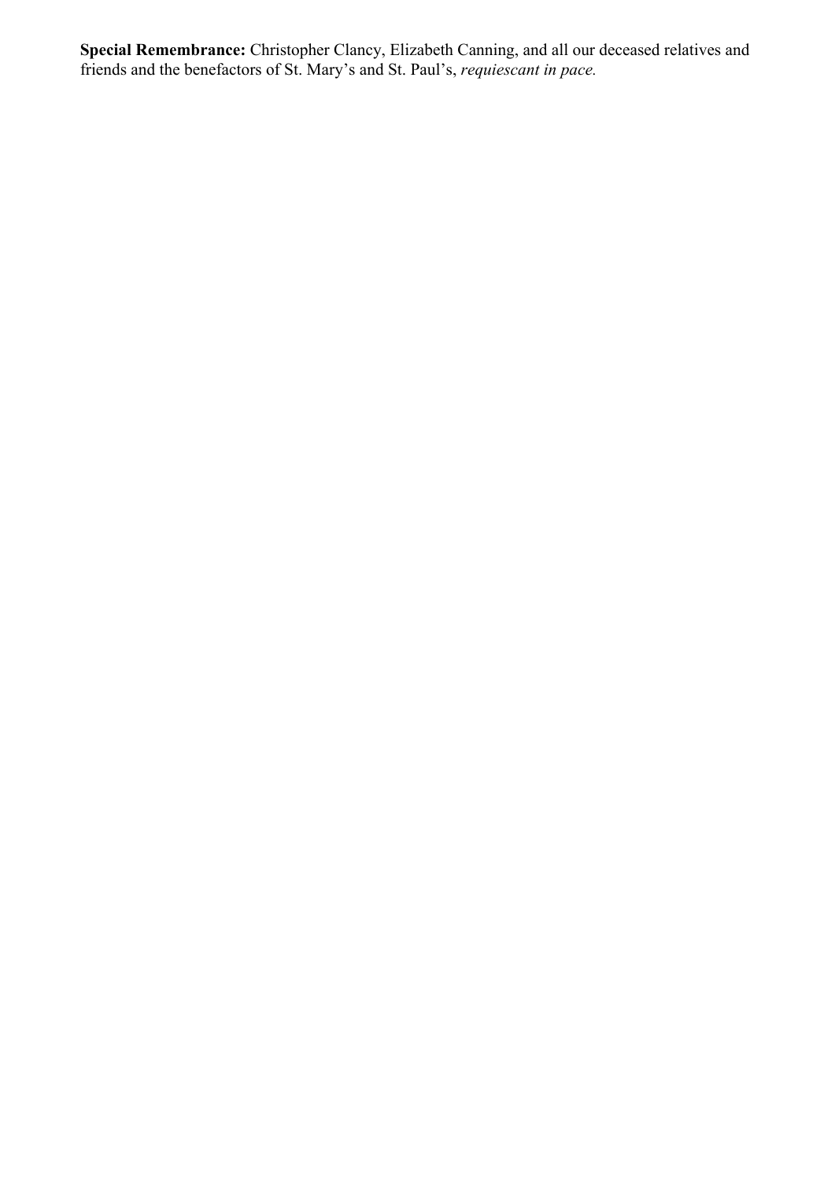**Special Remembrance:** Christopher Clancy, Elizabeth Canning, and all our deceased relatives and friends and the benefactors of St. Mary's and St. Paul's, *requiescant in pace.*